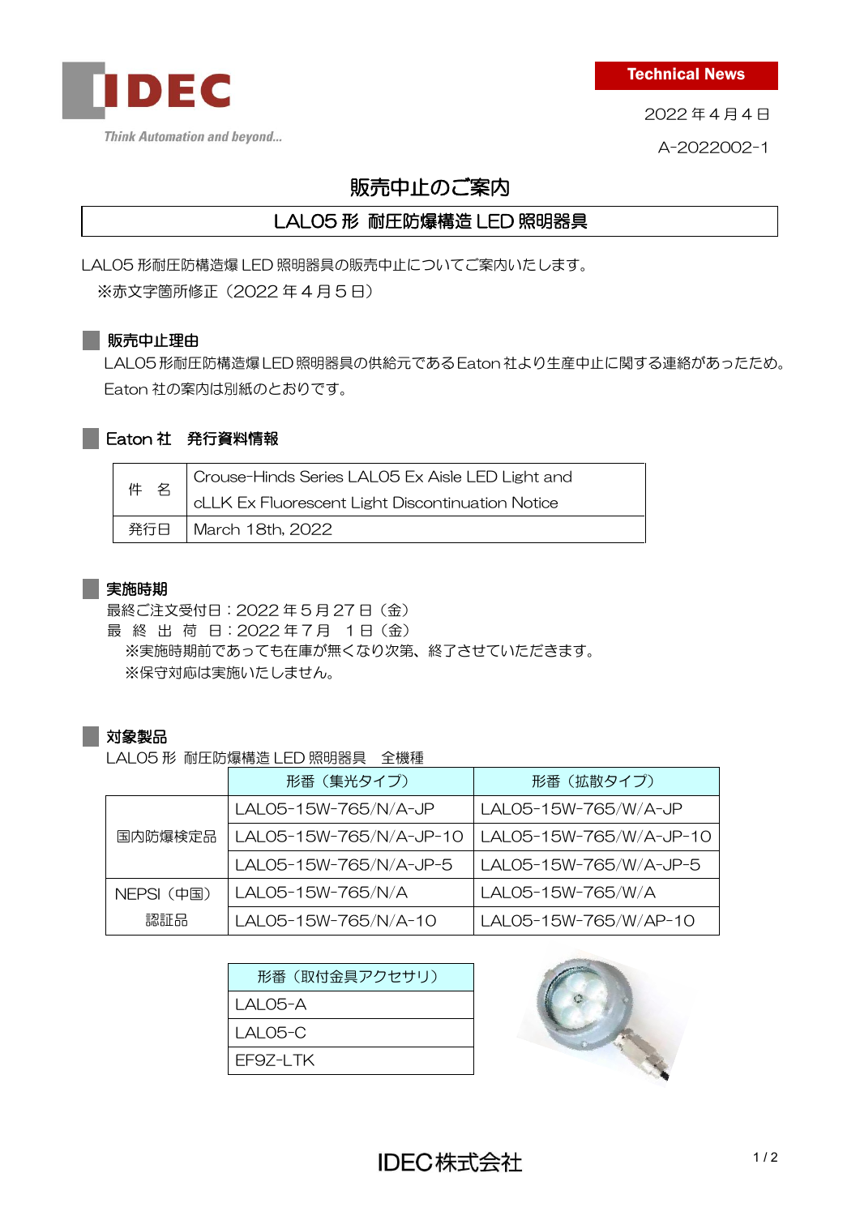IDEC

Think Automation and beyond...

Technical News

2022 年４月４日

A-2022002-1

# 販売中止のご案内

## LAL05 形 耐圧防爆構造 LED 照明器具

LAL05 形耐圧防構造爆 LED 照明器具の販売中止についてご案内いたします。

※赤文字箇所修正（2022 年４月５日）

### 販売中止理由

LAL05 形耐圧防構造爆 LED 照明器具の供給元である Eaton 社より生産中止に関する連絡があったため。
Eaton 社の案内は別紙のとおりです。

### Eaton 社　発行資料情報

| 件　名 | Crouse-Hinds Series LAL05 Ex Aisle LED Light and cLLK Ex Fluorescent Light Discontinuation Notice |
|---|---|
| 発行日 | March 18th, 2022 |

### 実施時期

最終ご注文受付日：2022 年５月 27 日（金）
最　終　出　荷　日：2022 年７月　１日（金）
※実施時期前であっても在庫が無くなり次第、終了させていただきます。
※保守対応は実施いたしません。

### 対象製品

LAL05 形　耐圧防爆構造 LED 照明器具　全機種

| | 形番（集光タイプ） | 形番（拡散タイプ） |
|---|---|---|
| 国内防爆検定品 | LAL05-15W-765/N/A-JP | LAL05-15W-765/W/A-JP |
| | LAL05-15W-765/N/A-JP-10 | LAL05-15W-765/W/A-JP-10 |
| | LAL05-15W-765/N/A-JP-5 | LAL05-15W-765/W/A-JP-5 |
| NEPSI（中国）認証品 | LAL05-15W-765/N/A | LAL05-15W-765/W/A |
| | LAL05-15W-765/N/A-10 | LAL05-15W-765/W/AP-10 |

| 形番（取付金具アクセサリ） |
|---|
| LAL05-A |
| LAL05-C |
| EF9Z-LTK |

IDEC株式会社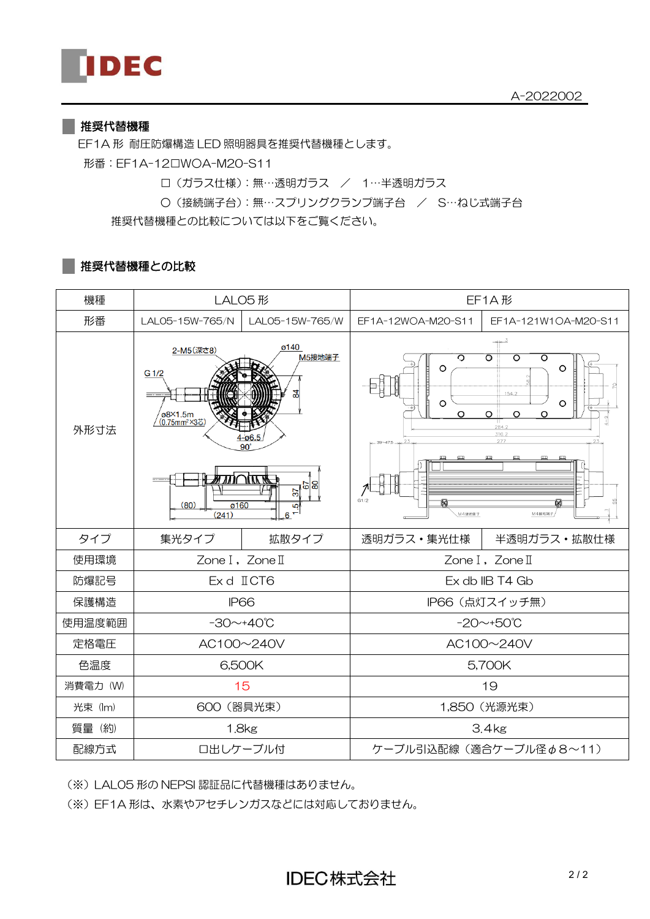A-2022002

## 推奨代替機種

EF1A 形 耐圧防爆構造 LED 照明器具を推奨代替機種とします。

形番：EF1A-12□WOA-M20-S11

□（ガラス仕様）：無…透明ガラス　／　1…半透明ガラス

O（接続端子台）：無…スプリングクランプ端子台　／　S…ねじ式端子台

推奨代替機種との比較については以下をご覧ください。

## 推奨代替機種との比較

| 機種 | LAL05 形 | | EF1A 形 | |
|---|---|---|---|---|
| 形番 | LAL05-15W-765/N | LAL05-15W-765/W | EF1A-12WOA-M20-S11 | EF1A-121W1OA-M20-S11 |
| 外形寸法 | | | | |
| タイプ | 集光タイプ | 拡散タイプ | 透明ガラス・集光仕様 | 半透明ガラス・拡散仕様 |
| 使用環境 | ZoneⅠ，ZoneⅡ | | ZoneⅠ，ZoneⅡ | |
| 防爆記号 | Ex d ⅡCT6 | | Ex db IIB T4 Gb | |
| 保護構造 | IP66 | | IP66（点灯スイッチ無） | |
| 使用温度範囲 | -30～+40℃ | | -20～+50℃ | |
| 定格電圧 | AC100～240V | | AC100～240V | |
| 色温度 | 6,500K | | 5,700K | |
| 消費電力（W） | 15 | | 19 | |
| 光束（lm） | 600（器具光束） | | 1,850（光源光束） | |
| 質量（約） | 1.8kg | | 3.4kg | |
| 配線方式 | 口出しケーブル付 | | ケーブル引込配線（適合ケーブル径φ8～11） | |

（※）LAL05 形の NEPSI 認証品に代替機種はありません。

（※）EF1A 形は、水素やアセチレンガスなどには対応しておりません。

IDEC株式会社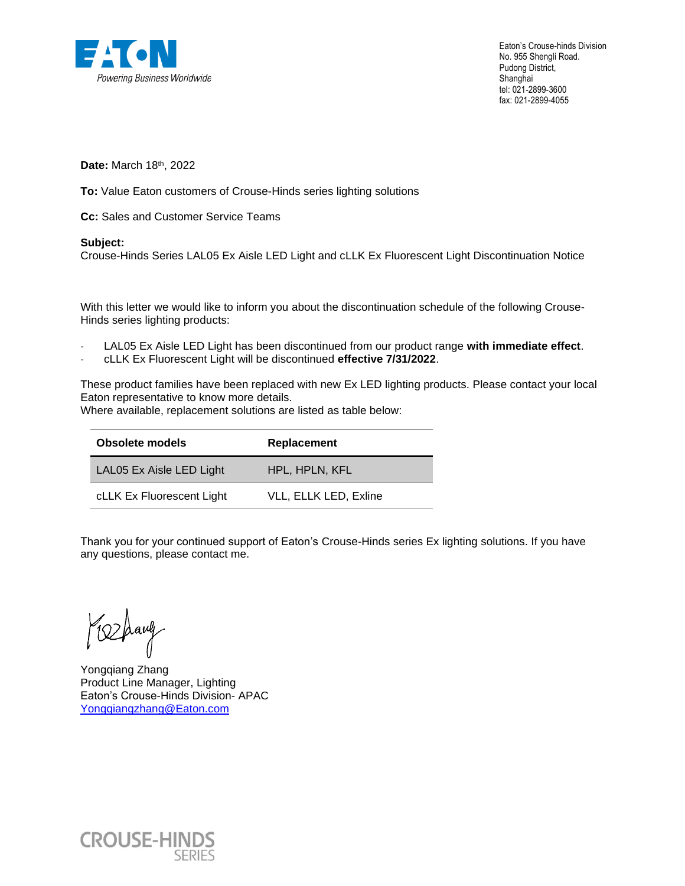Eaton's Crouse-hinds Division
No. 955 Shengli Road.
Pudong District,
Shanghai
tel: 021-2899-3600
fax: 021-2899-4055

**Date:** March 18th, 2022

**To:** Value Eaton customers of Crouse-Hinds series lighting solutions

**Cc:** Sales and Customer Service Teams

**Subject:**
Crouse-Hinds Series LAL05 Ex Aisle LED Light and cLLK Ex Fluorescent Light Discontinuation Notice

With this letter we would like to inform you about the discontinuation schedule of the following Crouse-Hinds series lighting products:

- LAL05 Ex Aisle LED Light has been discontinued from our product range **with immediate effect**.
- cLLK Ex Fluorescent Light will be discontinued **effective 7/31/2022**.

These product families have been replaced with new Ex LED lighting products. Please contact your local Eaton representative to know more details.
Where available, replacement solutions are listed as table below:

| Obsolete models | Replacement |
| --- | --- |
| LAL05 Ex Aisle LED Light | HPL, HPLN, KFL |
| cLLK Ex Fluorescent Light | VLL, ELLK LED, Exline |

Thank you for your continued support of Eaton's Crouse-Hinds series Ex lighting solutions. If you have any questions, please contact me.

Yongqiang Zhang
Product Line Manager, Lighting
Eaton's Crouse-Hinds Division- APAC
Yongqiangzhang@Eaton.com